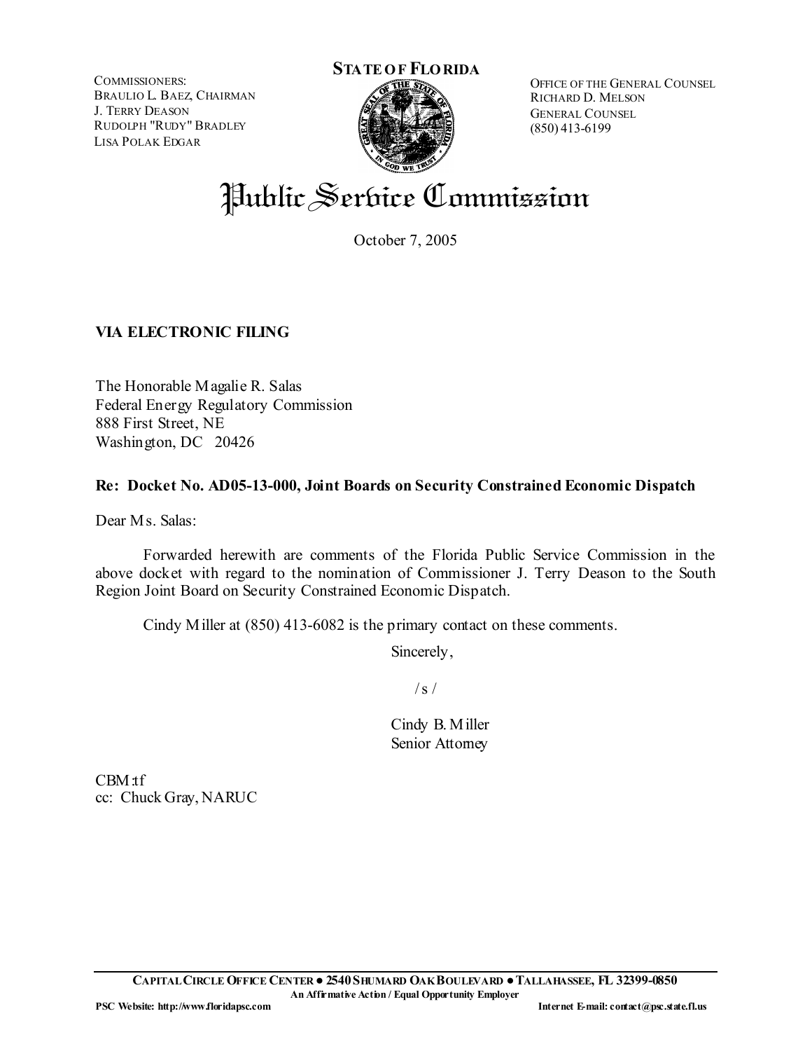COMMISSIONERS:
BRAULIO L. BAEZ, CHAIRMAN
J. TERRY DEASON
RUDOLPH "RUDY" BRADLEY
LISA POLAK EDGAR

**STATE OF FLORIDA**

OFFICE OF THE GENERAL COUNSEL
RICHARD D. MELSON
GENERAL COUNSEL
(850) 413-6199

# Public Service Commission

October 7, 2005

**VIA ELECTRONIC FILING**

The Honorable Magalie R. Salas
Federal Energy Regulatory Commission
888 First Street, NE
Washington, DC 20426

**Re: Docket No. AD05-13-000, Joint Boards on Security Constrained Economic Dispatch**

Dear Ms. Salas:

Forwarded herewith are comments of the Florida Public Service Commission in the above docket with regard to the nomination of Commissioner J. Terry Deason to the South Region Joint Board on Security Constrained Economic Dispatch.

Cindy Miller at (850) 413-6082 is the primary contact on these comments.

Sincerely,

/s/

Cindy B. Miller
Senior Attorney

CBM:tf
cc: Chuck Gray, NARUC

**CAPITAL CIRCLE OFFICE CENTER ● 2540 SHUMARD OAK BOULEVARD ● TALLAHASSEE, FL 32399-0850**
**An Affirmative Action / Equal Opportunity Employer**
**PSC Website: http://www.floridapsc.com** **Internet E-mail: contact@psc.state.fl.us**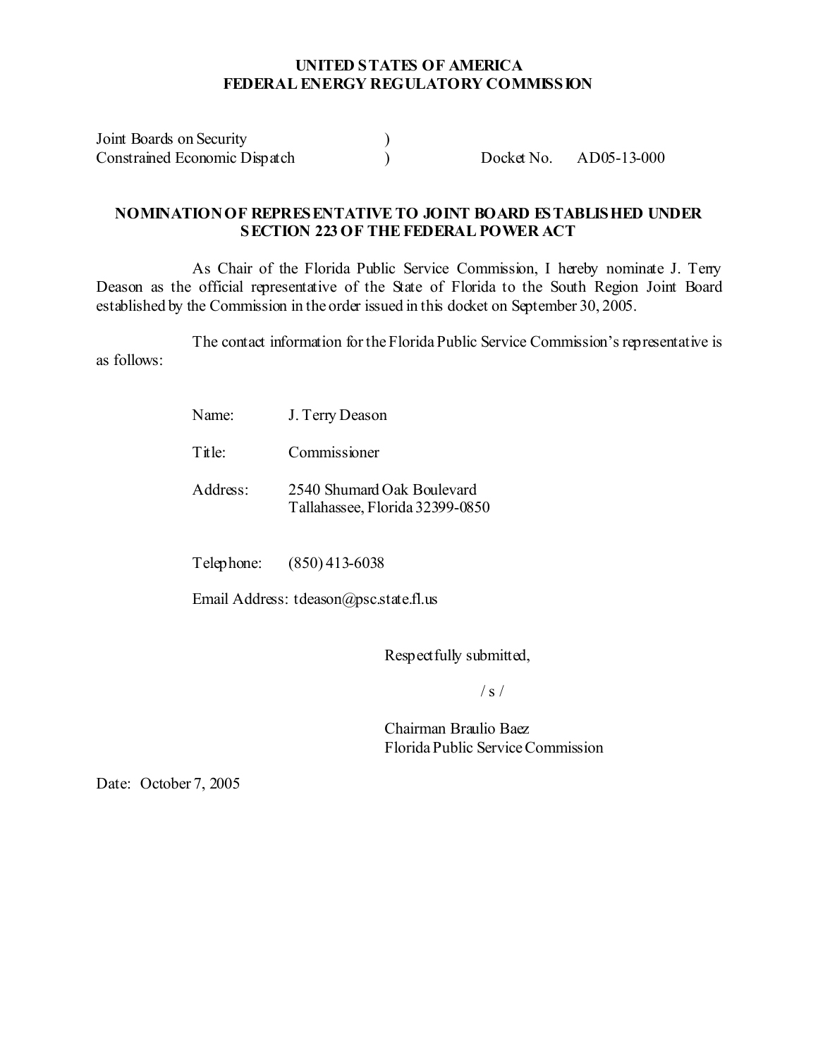**UNITED STATES OF AMERICA**
**FEDERAL ENERGY REGULATORY COMMISSION**

| | | |
|---|---|---|
| Joint Boards on Security | ) | |
| Constrained Economic Dispatch | ) | Docket No. AD05-13-000 |

**NOMINATION OF REPRESENTATIVE TO JOINT BOARD ESTABLISHED UNDER SECTION 223 OF THE FEDERAL POWER ACT**

As Chair of the Florida Public Service Commission, I hereby nominate J. Terry Deason as the official representative of the State of Florida to the South Region Joint Board established by the Commission in the order issued in this docket on September 30, 2005.

The contact information for the Florida Public Service Commission's representative is as follows:

Name: J. Terry Deason

Title: Commissioner

Address: 2540 Shumard Oak Boulevard
Tallahassee, Florida 32399-0850

Telephone: (850) 413-6038

Email Address: tdeason@psc.state.fl.us

Respectfully submitted,

/ s /

Chairman Braulio Baez
Florida Public Service Commission

Date: October 7, 2005